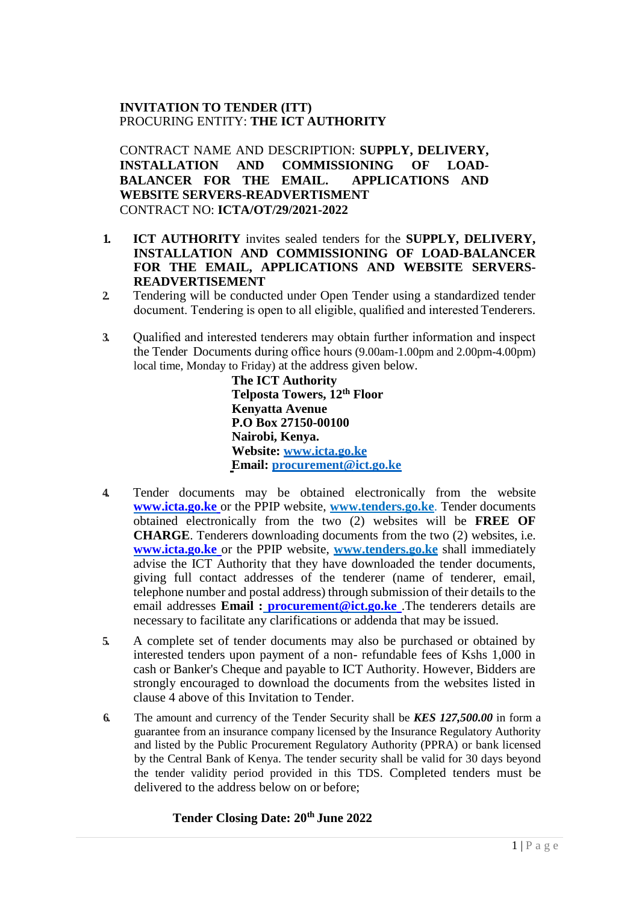**INVITATION TO TENDER (ITT)**
PROCURING ENTITY: **THE ICT AUTHORITY**

CONTRACT NAME AND DESCRIPTION: **SUPPLY, DELIVERY, INSTALLATION AND COMMISSIONING OF LOAD-BALANCER FOR THE EMAIL. APPLICATIONS AND WEBSITE SERVERS-READVERTISMENT**
CONTRACT NO: **ICTA/OT/29/2021-2022**

1. **ICT AUTHORITY** invites sealed tenders for the **SUPPLY, DELIVERY, INSTALLATION AND COMMISSIONING OF LOAD-BALANCER FOR THE EMAIL, APPLICATIONS AND WEBSITE SERVERS-READVERTISEMENT**
2. Tendering will be conducted under Open Tender using a standardized tender document. Tendering is open to all eligible, qualified and interested Tenderers.
3. Qualified and interested tenderers may obtain further information and inspect the Tender Documents during office hours (9.00am-1.00pm and 2.00pm-4.00pm) local time, Monday to Friday) at the address given below.

   **The ICT Authority**
   **Telposta Towers, 12th Floor**
   **Kenyatta Avenue**
   **P.O Box 27150-00100**
   **Nairobi, Kenya.**
   **Website: www.icta.go.ke**
   **Email: procurement@ict.go.ke**

4. Tender documents may be obtained electronically from the website **www.icta.go.ke** or the PPIP website, **www.tenders.go.ke**. Tender documents obtained electronically from the two (2) websites will be **FREE OF CHARGE**. Tenderers downloading documents from the two (2) websites, i.e. **www.icta.go.ke** or the PPIP website, **www.tenders.go.ke** shall immediately advise the ICT Authority that they have downloaded the tender documents, giving full contact addresses of the tenderer (name of tenderer, email, telephone number and postal address) through submission of their details to the email addresses **Email : procurement@ict.go.ke** .The tenderers details are necessary to facilitate any clarifications or addenda that may be issued.
5. A complete set of tender documents may also be purchased or obtained by interested tenders upon payment of a non- refundable fees of Kshs 1,000 in cash or Banker's Cheque and payable to ICT Authority. However, Bidders are strongly encouraged to download the documents from the websites listed in clause 4 above of this Invitation to Tender.
6. The amount and currency of the Tender Security shall be ***KES 127,500.00*** in form a guarantee from an insurance company licensed by the Insurance Regulatory Authority and listed by the Public Procurement Regulatory Authority (PPRA) or bank licensed by the Central Bank of Kenya. The tender security shall be valid for 30 days beyond the tender validity period provided in this TDS. Completed tenders must be delivered to the address below on or before;

**Tender Closing Date: 20th June 2022**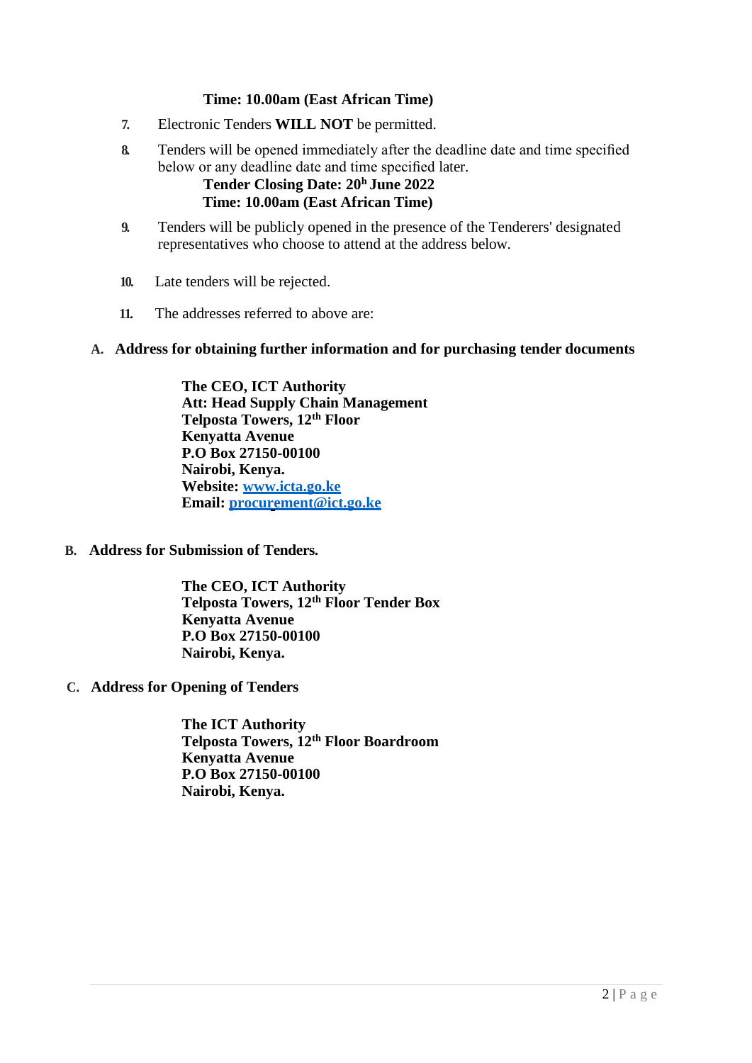**Time: 10.00am (East African Time)**

7. Electronic Tenders **WILL NOT** be permitted.

8. Tenders will be opened immediately after the deadline date and time specified below or any deadline date and time specified later.

   **Tender Closing Date: 20h June 2022**
   **Time: 10.00am (East African Time)**

9. Tenders will be publicly opened in the presence of the Tenderers' designated representatives who choose to attend at the address below.

10. Late tenders will be rejected.

11. The addresses referred to above are:

**A. Address for obtaining further information and for purchasing tender documents**

**The CEO, ICT Authority**
**Att: Head Supply Chain Management**
**Telposta Towers, 12th Floor**
**Kenyatta Avenue**
**P.O Box 27150-00100**
**Nairobi, Kenya.**
**Website: www.icta.go.ke**
**Email: procurement@ict.go.ke**

**B. Address for Submission of Tenders.**

**The CEO, ICT Authority**
**Telposta Towers, 12th Floor Tender Box**
**Kenyatta Avenue**
**P.O Box 27150-00100**
**Nairobi, Kenya.**

**C. Address for Opening of Tenders**

**The ICT Authority**
**Telposta Towers, 12th Floor Boardroom**
**Kenyatta Avenue**
**P.O Box 27150-00100**
**Nairobi, Kenya.**